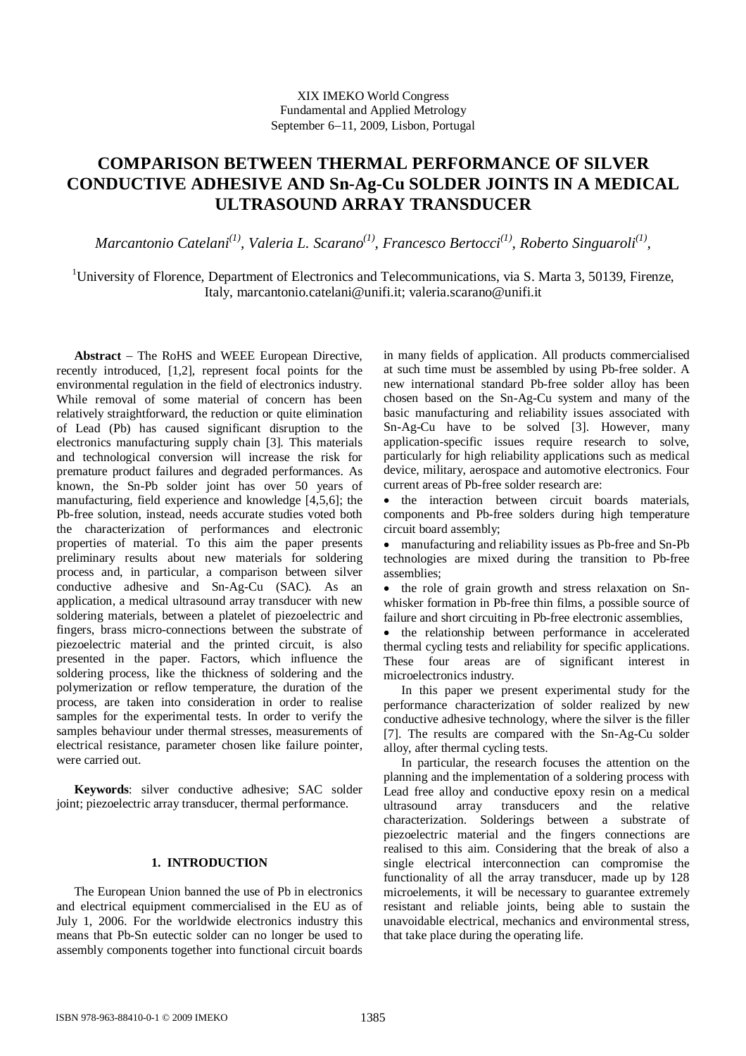XIX IMEKO World Congress
Fundamental and Applied Metrology
September 6–11, 2009, Lisbon, Portugal

# COMPARISON BETWEEN THERMAL PERFORMANCE OF SILVER CONDUCTIVE ADHESIVE AND Sn-Ag-Cu SOLDER JOINTS IN A MEDICAL ULTRASOUND ARRAY TRANSDUCER

*Marcantonio Catelani[(1)], Valeria L. Scarano[(1)], Francesco Bertocci[(1)], Roberto Singuaroli[(1)],*

[1]University of Florence, Department of Electronics and Telecommunications, via S. Marta 3, 50139, Firenze, Italy, marcantonio.catelani@unifi.it; valeria.scarano@unifi.it

**Abstract** – The RoHS and WEEE European Directive, recently introduced, [1,2], represent focal points for the environmental regulation in the field of electronics industry. While removal of some material of concern has been relatively straightforward, the reduction or quite elimination of Lead (Pb) has caused significant disruption to the electronics manufacturing supply chain [3]. This materials and technological conversion will increase the risk for premature product failures and degraded performances. As known, the Sn-Pb solder joint has over 50 years of manufacturing, field experience and knowledge [4,5,6]; the Pb-free solution, instead, needs accurate studies voted both the characterization of performances and electronic properties of material. To this aim the paper presents preliminary results about new materials for soldering process and, in particular, a comparison between silver conductive adhesive and Sn-Ag-Cu (SAC). As an application, a medical ultrasound array transducer with new soldering materials, between a platelet of piezoelectric and fingers, brass micro-connections between the substrate of piezoelectric material and the printed circuit, is also presented in the paper. Factors, which influence the soldering process, like the thickness of soldering and the polymerization or reflow temperature, the duration of the process, are taken into consideration in order to realise samples for the experimental tests. In order to verify the samples behaviour under thermal stresses, measurements of electrical resistance, parameter chosen like failure pointer, were carried out.

**Keywords**: silver conductive adhesive; SAC solder joint; piezoelectric array transducer, thermal performance.

## 1. INTRODUCTION

The European Union banned the use of Pb in electronics and electrical equipment commercialised in the EU as of July 1, 2006. For the worldwide electronics industry this means that Pb-Sn eutectic solder can no longer be used to assembly components together into functional circuit boards in many fields of application. All products commercialised at such time must be assembled by using Pb-free solder. A new international standard Pb-free solder alloy has been chosen based on the Sn-Ag-Cu system and many of the basic manufacturing and reliability issues associated with Sn-Ag-Cu have to be solved [3]. However, many application-specific issues require research to solve, particularly for high reliability applications such as medical device, military, aerospace and automotive electronics. Four current areas of Pb-free solder research are:

- the interaction between circuit boards materials, components and Pb-free solders during high temperature circuit board assembly;
- manufacturing and reliability issues as Pb-free and Sn-Pb technologies are mixed during the transition to Pb-free assemblies;
- the role of grain growth and stress relaxation on Sn-whisker formation in Pb-free thin films, a possible source of failure and short circuiting in Pb-free electronic assemblies,
- the relationship between performance in accelerated thermal cycling tests and reliability for specific applications.

These four areas are of significant interest in microelectronics industry.

In this paper we present experimental study for the performance characterization of solder realized by new conductive adhesive technology, where the silver is the filler [7]. The results are compared with the Sn-Ag-Cu solder alloy, after thermal cycling tests.

In particular, the research focuses the attention on the planning and the implementation of a soldering process with Lead free alloy and conductive epoxy resin on a medical ultrasound array transducers and the relative characterization. Solderings between a substrate of piezoelectric material and the fingers connections are realised to this aim. Considering that the break of also a single electrical interconnection can compromise the functionality of all the array transducer, made up by 128 microelements, it will be necessary to guarantee extremely resistant and reliable joints, being able to sustain the unavoidable electrical, mechanics and environmental stress, that take place during the operating life.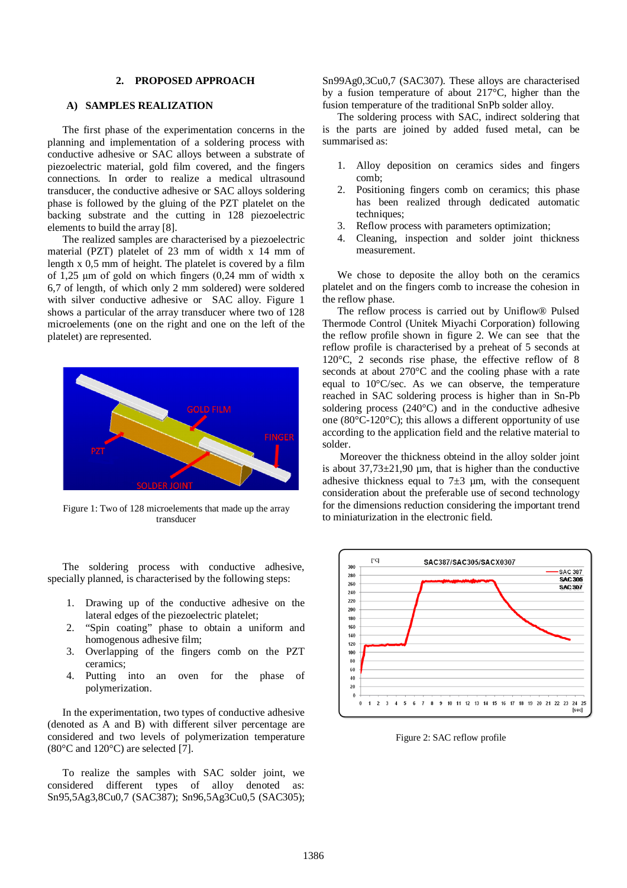## 2. PROPOSED APPROACH

### A) SAMPLES REALIZATION

The first phase of the experimentation concerns in the planning and implementation of a soldering process with conductive adhesive or SAC alloys between a substrate of piezoelectric material, gold film covered, and the fingers connections. In order to realize a medical ultrasound transducer, the conductive adhesive or SAC alloys soldering phase is followed by the gluing of the PZT platelet on the backing substrate and the cutting in 128 piezoelectric elements to build the array [8].

The realized samples are characterised by a piezoelectric material (PZT) platelet of 23 mm of width x 14 mm of length x 0,5 mm of height. The platelet is covered by a film of 1,25 µm of gold on which fingers (0,24 mm of width x 6,7 of length, of which only 2 mm soldered) were soldered with silver conductive adhesive or SAC alloy. Figure 1 shows a particular of the array transducer where two of 128 microelements (one on the right and one on the left of the platelet) are represented.

Figure 1: Two of 128 microelements that made up the array transducer

The soldering process with conductive adhesive, specially planned, is characterised by the following steps:

1. Drawing up of the conductive adhesive on the lateral edges of the piezoelectric platelet;
2. "Spin coating" phase to obtain a uniform and homogenous adhesive film;
3. Overlapping of the fingers comb on the PZT ceramics;
4. Putting into an oven for the phase of polymerization.

In the experimentation, two types of conductive adhesive (denoted as A and B) with different silver percentage are considered and two levels of polymerization temperature (80°C and 120°C) are selected [7].

To realize the samples with SAC solder joint, we considered different types of alloy denoted as: Sn95,5Ag3,8Cu0,7 (SAC387); Sn96,5Ag3Cu0,5 (SAC305); Sn99Ag0,3Cu0,7 (SAC307). These alloys are characterised by a fusion temperature of about 217°C, higher than the fusion temperature of the traditional SnPb solder alloy.

The soldering process with SAC, indirect soldering that is the parts are joined by added fused metal, can be summarised as:

1. Alloy deposition on ceramics sides and fingers comb;
2. Positioning fingers comb on ceramics; this phase has been realized through dedicated automatic techniques;
3. Reflow process with parameters optimization;
4. Cleaning, inspection and solder joint thickness measurement.

We chose to deposite the alloy both on the ceramics platelet and on the fingers comb to increase the cohesion in the reflow phase.

The reflow process is carried out by Uniflow® Pulsed Thermode Control (Unitek Miyachi Corporation) following the reflow profile shown in figure 2. We can see that the reflow profile is characterised by a preheat of 5 seconds at 120°C, 2 seconds rise phase, the effective reflow of 8 seconds at about 270°C and the cooling phase with a rate equal to 10°C/sec. As we can observe, the temperature reached in SAC soldering process is higher than in Sn-Pb soldering process (240°C) and in the conductive adhesive one (80°C-120°C); this allows a different opportunity of use according to the application field and the relative material to solder.

Moreover the thickness obteind in the alloy solder joint is about 37,73±21,90 µm, that is higher than the conductive adhesive thickness equal to 7±3 µm, with the consequent consideration about the preferable use of second technology for the dimensions reduction considering the important trend to miniaturization in the electronic field.

Figure 2: SAC reflow profile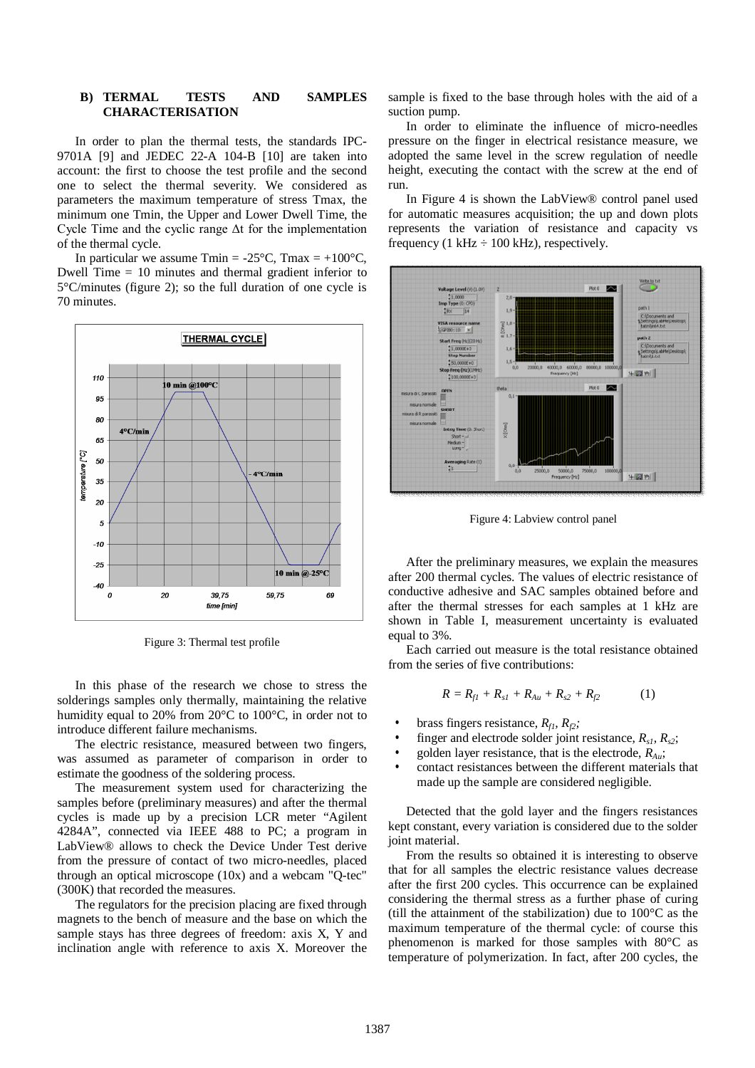### B) TERMAL TESTS AND SAMPLES CHARACTERISATION

In order to plan the thermal tests, the standards IPC-9701A [9] and JEDEC 22-A 104-B [10] are taken into account: the first to choose the test profile and the second one to select the thermal severity. We considered as parameters the maximum temperature of stress Tmax, the minimum one Tmin, the Upper and Lower Dwell Time, the Cycle Time and the cyclic range Δt for the implementation of the thermal cycle.

In particular we assume Tmin = -25°C, Tmax = +100°C, Dwell Time = 10 minutes and thermal gradient inferior to 5°C/minutes (figure 2); so the full duration of one cycle is 70 minutes.

Figure 3: Thermal test profile

In this phase of the research we chose to stress the solderings samples only thermally, maintaining the relative humidity equal to 20% from 20°C to 100°C, in order not to introduce different failure mechanisms.

The electric resistance, measured between two fingers, was assumed as parameter of comparison in order to estimate the goodness of the soldering process.

The measurement system used for characterizing the samples before (preliminary measures) and after the thermal cycles is made up by a precision LCR meter “Agilent 4284A”, connected via IEEE 488 to PC; a program in LabView® allows to check the Device Under Test derive from the pressure of contact of two micro-needles, placed through an optical microscope (10x) and a webcam "Q-tec" (300K) that recorded the measures.

The regulators for the precision placing are fixed through magnets to the bench of measure and the base on which the sample stays has three degrees of freedom: axis X, Y and inclination angle with reference to axis X. Moreover the sample is fixed to the base through holes with the aid of a suction pump.

In order to eliminate the influence of micro-needles pressure on the finger in electrical resistance measure, we adopted the same level in the screw regulation of needle height, executing the contact with the screw at the end of run.

In Figure 4 is shown the LabView® control panel used for automatic measures acquisition; the up and down plots represents the variation of resistance and capacity vs frequency (1 kHz ÷ 100 kHz), respectively.

Figure 4: Labview control panel

After the preliminary measures, we explain the measures after 200 thermal cycles. The values of electric resistance of conductive adhesive and SAC samples obtained before and after the thermal stresses for each samples at 1 kHz are shown in Table I, measurement uncertainty is evaluated equal to 3%.

Each carried out measure is the total resistance obtained from the series of five contributions:

$$R = R_{f1} + R_{s1} + R_{Au} + R_{s2} + R_{f2} \qquad (1)$$

- brass fingers resistance, $R_{f1}$, $R_{f2}$;
- finger and electrode solder joint resistance, $R_{s1}$, $R_{s2}$;
- golden layer resistance, that is the electrode, $R_{Au}$;
- contact resistances between the different materials that made up the sample are considered negligible.

Detected that the gold layer and the fingers resistances kept constant, every variation is considered due to the solder joint material.

From the results so obtained it is interesting to observe that for all samples the electric resistance values decrease after the first 200 cycles. This occurrence can be explained considering the thermal stress as a further phase of curing (till the attainment of the stabilization) due to 100°C as the maximum temperature of the thermal cycle: of course this phenomenon is marked for those samples with 80°C as temperature of polymerization. In fact, after 200 cycles, the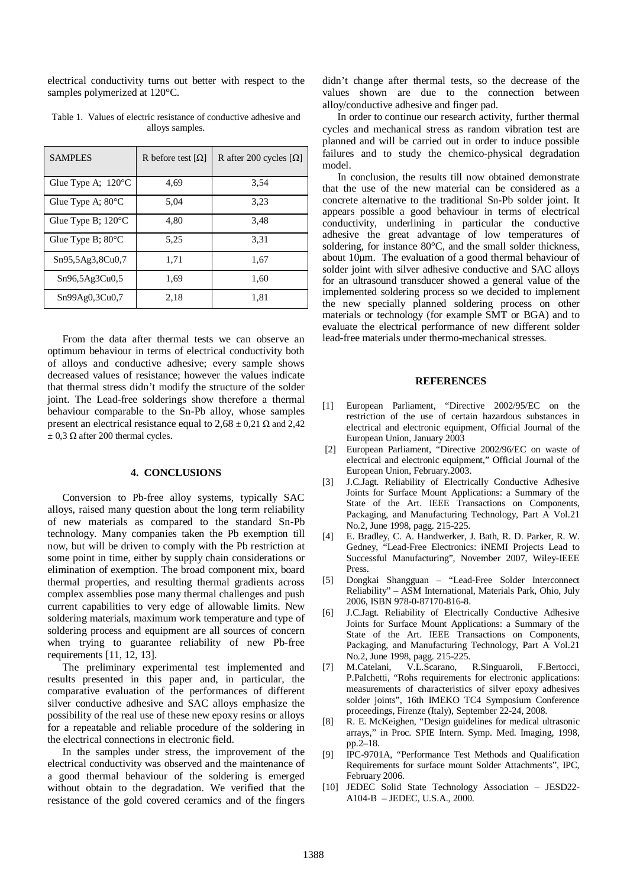electrical conductivity turns out better with respect to the samples polymerized at 120°C.

Table 1. Values of electric resistance of conductive adhesive and alloys samples.

| SAMPLES | R before test [Ω] | R after 200 cycles [Ω] |
|---|---|---|
| Glue Type A; 120°C | 4,69 | 3,54 |
| Glue Type A; 80°C | 5,04 | 3,23 |
| Glue Type B; 120°C | 4,80 | 3,48 |
| Glue Type B; 80°C | 5,25 | 3,31 |
| Sn95,5Ag3,8Cu0,7 | 1,71 | 1,67 |
| Sn96,5Ag3Cu0,5 | 1,69 | 1,60 |
| Sn99Ag0,3Cu0,7 | 2,18 | 1,81 |

From the data after thermal tests we can observe an optimum behaviour in terms of electrical conductivity both of alloys and conductive adhesive; every sample shows decreased values of resistance; however the values indicate that thermal stress didn't modify the structure of the solder joint. The Lead-free solderings show therefore a thermal behaviour comparable to the Sn-Pb alloy, whose samples present an electrical resistance equal to 2,68 ± 0,21 Ω and 2,42 ± 0,3 Ω after 200 thermal cycles.

## 4. CONCLUSIONS

Conversion to Pb-free alloy systems, typically SAC alloys, raised many question about the long term reliability of new materials as compared to the standard Sn-Pb technology. Many companies taken the Pb exemption till now, but will be driven to comply with the Pb restriction at some point in time, either by supply chain considerations or elimination of exemption. The broad component mix, board thermal properties, and resulting thermal gradients across complex assemblies pose many thermal challenges and push current capabilities to very edge of allowable limits. New soldering materials, maximum work temperature and type of soldering process and equipment are all sources of concern when trying to guarantee reliability of new Pb-free requirements [11, 12, 13].

The preliminary experimental test implemented and results presented in this paper and, in particular, the comparative evaluation of the performances of different silver conductive adhesive and SAC alloys emphasize the possibility of the real use of these new epoxy resins or alloys for a repeatable and reliable procedure of the soldering in the electrical connections in electronic field.

In the samples under stress, the improvement of the electrical conductivity was observed and the maintenance of a good thermal behaviour of the soldering is emerged without obtain to the degradation. We verified that the resistance of the gold covered ceramics and of the fingers didn't change after thermal tests, so the decrease of the values shown are due to the connection between alloy/conductive adhesive and finger pad.

In order to continue our research activity, further thermal cycles and mechanical stress as random vibration test are planned and will be carried out in order to induce possible failures and to study the chemico-physical degradation model.

In conclusion, the results till now obtained demonstrate that the use of the new material can be considered as a concrete alternative to the traditional Sn-Pb solder joint. It appears possible a good behaviour in terms of electrical conductivity, underlining in particular the conductive adhesive the great advantage of low temperatures of soldering, for instance 80°C, and the small solder thickness, about 10μm. The evaluation of a good thermal behaviour of solder joint with silver adhesive conductive and SAC alloys for an ultrasound transducer showed a general value of the implemented soldering process so we decided to implement the new specially planned soldering process on other materials or technology (for example SMT or BGA) and to evaluate the electrical performance of new different solder lead-free materials under thermo-mechanical stresses.

## REFERENCES

[1] European Parliament, "Directive 2002/95/EC on the restriction of the use of certain hazardous substances in electrical and electronic equipment, Official Journal of the European Union, January 2003

[2] European Parliament, "Directive 2002/96/EC on waste of electrical and electronic equipment," Official Journal of the European Union, February.2003.

[3] J.C.Jagt. Reliability of Electrically Conductive Adhesive Joints for Surface Mount Applications: a Summary of the State of the Art. IEEE Transactions on Components, Packaging, and Manufacturing Technology, Part A Vol.21 No.2, June 1998, pagg. 215-225.

[4] E. Bradley, C. A. Handwerker, J. Bath, R. D. Parker, R. W. Gedney, "Lead-Free Electronics: iNEMI Projects Lead to Successful Manufacturing", November 2007, Wiley-IEEE Press.

[5] Dongkai Shangguan – "Lead-Free Solder Interconnect Reliability" – ASM International, Materials Park, Ohio, July 2006, ISBN 978-0-87170-816-8.

[6] J.C.Jagt. Reliability of Electrically Conductive Adhesive Joints for Surface Mount Applications: a Summary of the State of the Art. IEEE Transactions on Components, Packaging, and Manufacturing Technology, Part A Vol.21 No.2, June 1998, pagg. 215-225.

[7] M.Catelani, V.L.Scarano, R.Singuaroli, F.Bertocci, P.Palchetti, "Rohs requirements for electronic applications: measurements of characteristics of silver epoxy adhesives solder joints", 16th IMEKO TC4 Symposium Conference proceedings, Firenze (Italy), September 22-24, 2008.

[8] R. E. McKeighen, "Design guidelines for medical ultrasonic arrays," in Proc. SPIE Intern. Symp. Med. Imaging, 1998, pp.2–18.

[9] IPC-9701A, "Performance Test Methods and Qualification Requirements for surface mount Solder Attachments", IPC, February 2006.

[10] JEDEC Solid State Technology Association – JESD22-A104-B – JEDEC, U.S.A., 2000.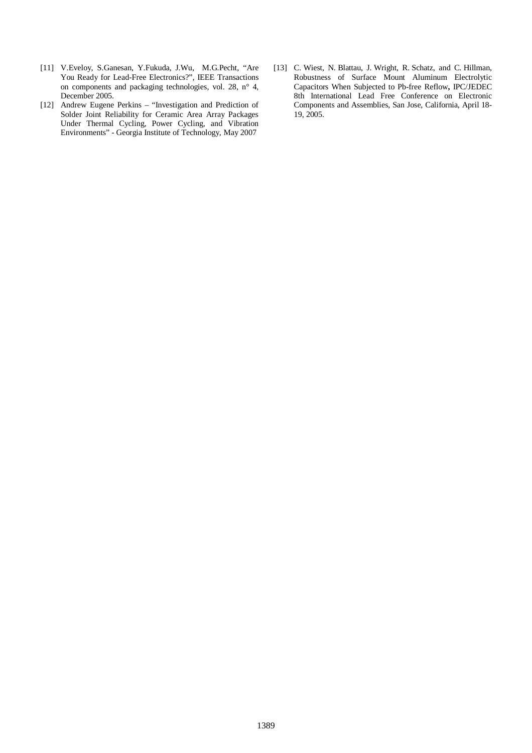[11] V.Eveloy, S.Ganesan, Y.Fukuda, J.Wu, M.G.Pecht, "Are You Ready for Lead-Free Electronics?", IEEE Transactions on components and packaging technologies, vol. 28, n° 4, December 2005.

[12] Andrew Eugene Perkins – "Investigation and Prediction of Solder Joint Reliability for Ceramic Area Array Packages Under Thermal Cycling, Power Cycling, and Vibration Environments" - Georgia Institute of Technology, May 2007

[13] C. Wiest, N. Blattau, J. Wright, R. Schatz, and C. Hillman, Robustness of Surface Mount Aluminum Electrolytic Capacitors When Subjected to Pb-free Reflow**,** IPC/JEDEC 8th International Lead Free Conference on Electronic Components and Assemblies, San Jose, California, April 18-19, 2005.